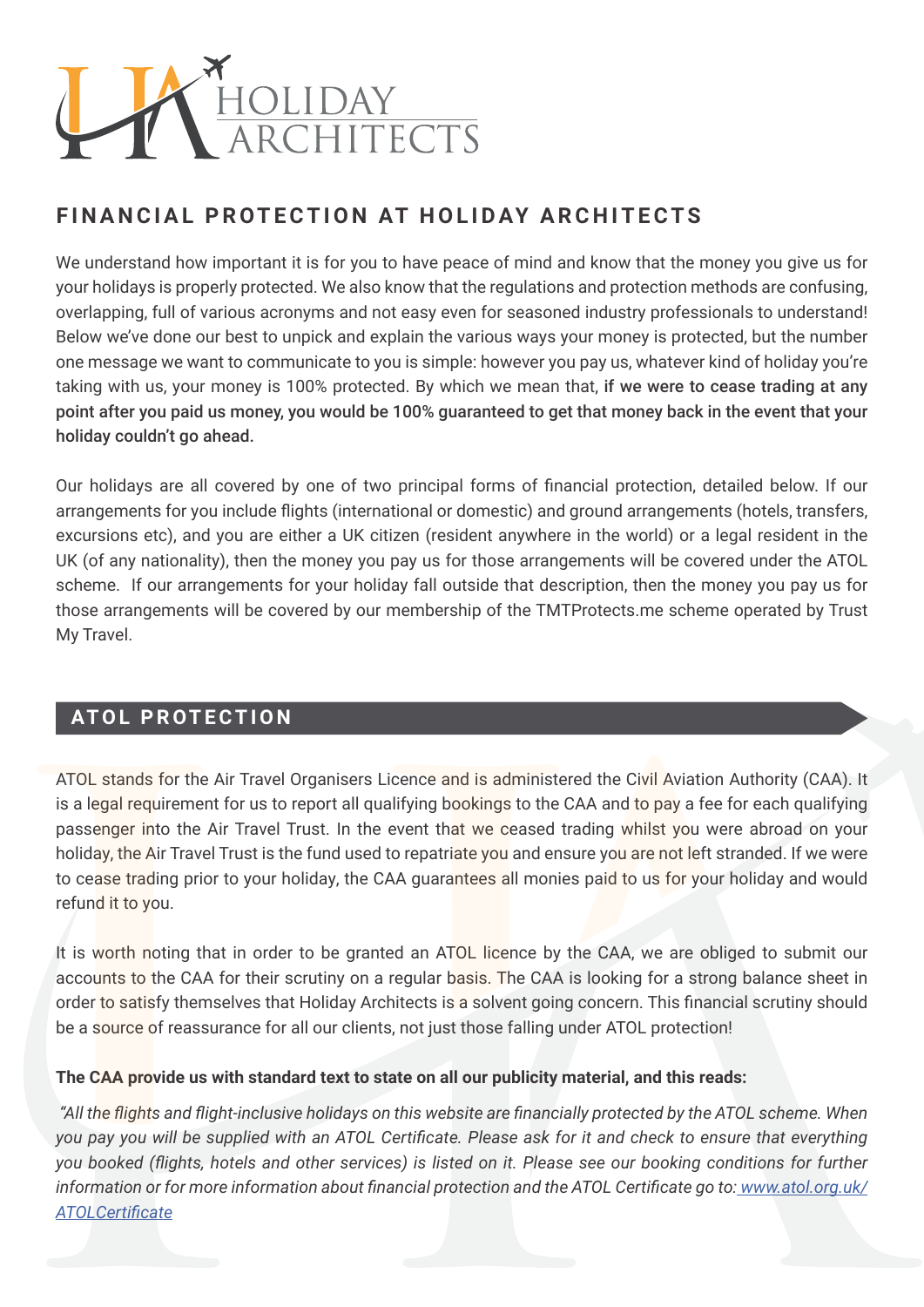# FINANCIAL PROTECTION AT HOLIDAY ARCHITECTS

We understand how important it is for you to have peace of mind and know that the money you give us for your holidays is properly protected. We also know that the regulations and protection methods are confusing, overlapping, full of various acronyms and not easy even for seasoned industry professionals to understand! Below we've done our best to unpick and explain the various ways your money is protected, but the number one message we want to communicate to you is simple: however you pay us, whatever kind of holiday you're taking with us, your money is 100% protected. By which we mean that, **if we were to cease trading at any point after you paid us money, you would be 100% guaranteed to get that money back in the event that your holiday couldn't go ahead.**

Our holidays are all covered by one of two principal forms of financial protection, detailed below. If our arrangements for you include flights (international or domestic) and ground arrangements (hotels, transfers, excursions etc), and you are either a UK citizen (resident anywhere in the world) or a legal resident in the UK (of any nationality), then the money you pay us for those arrangements will be covered under the ATOL scheme. If our arrangements for your holiday fall outside that description, then the money you pay us for those arrangements will be covered by our membership of the TMTProtects.me scheme operated by Trust My Travel.

## ATOL PROTECTION

ATOL stands for the Air Travel Organisers Licence and is administered the Civil Aviation Authority (CAA). It is a legal requirement for us to report all qualifying bookings to the CAA and to pay a fee for each qualifying passenger into the Air Travel Trust. In the event that we ceased trading whilst you were abroad on your holiday, the Air Travel Trust is the fund used to repatriate you and ensure you are not left stranded. If we were to cease trading prior to your holiday, the CAA guarantees all monies paid to us for your holiday and would refund it to you.

It is worth noting that in order to be granted an ATOL licence by the CAA, we are obliged to submit our accounts to the CAA for their scrutiny on a regular basis. The CAA is looking for a strong balance sheet in order to satisfy themselves that Holiday Architects is a solvent going concern. This financial scrutiny should be a source of reassurance for all our clients, not just those falling under ATOL protection!

**The CAA provide us with standard text to state on all our publicity material, and this reads:**

*"All the flights and flight-inclusive holidays on this website are financially protected by the ATOL scheme. When you pay you will be supplied with an ATOL Certificate. Please ask for it and check to ensure that everything you booked (flights, hotels and other services) is listed on it. Please see our booking conditions for further information or for more information about financial protection and the ATOL Certificate go to: [www.atol.org.uk/ATOLCertificate](www.atol.org.uk/ATOLCertificate)*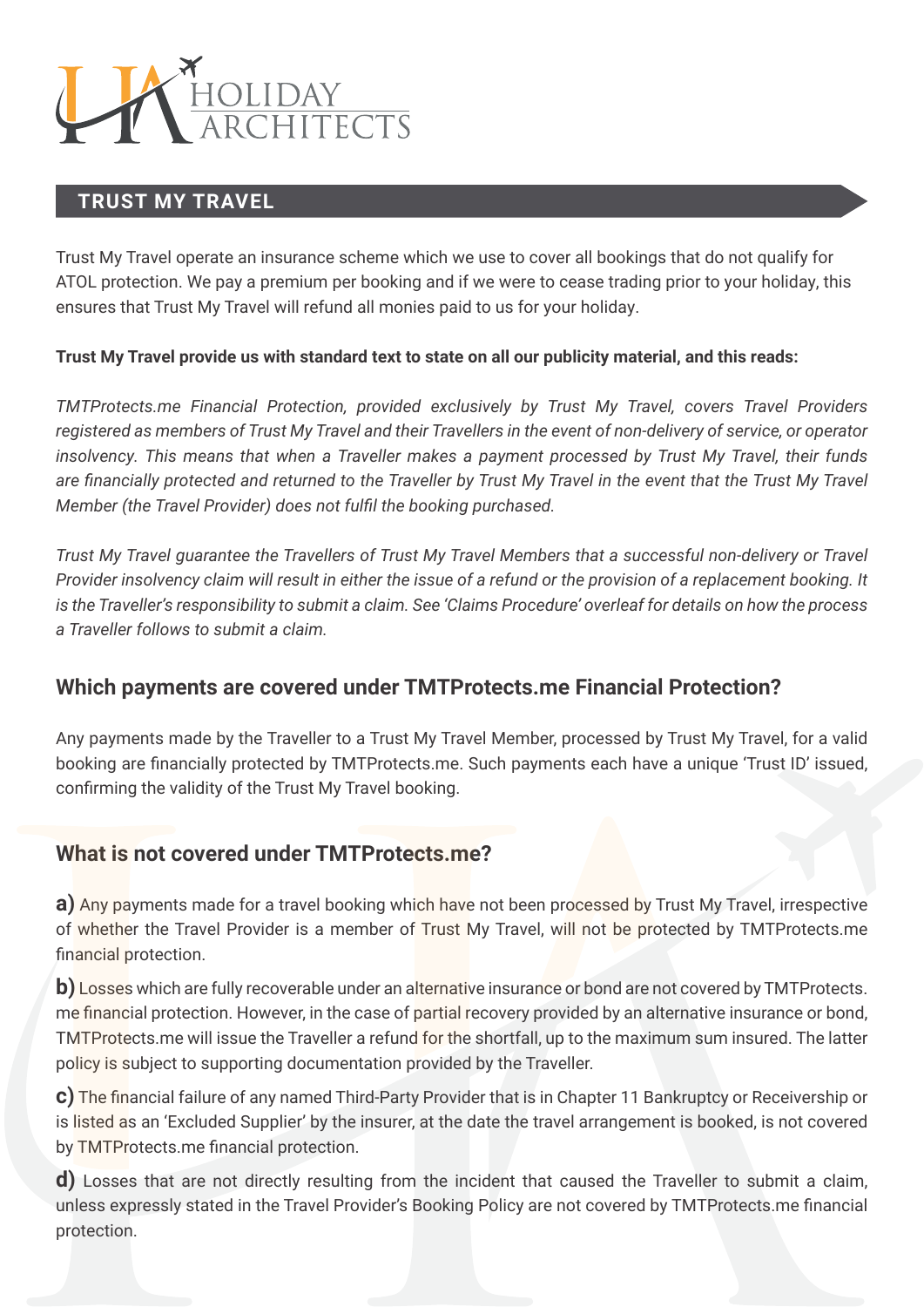## TRUST MY TRAVEL

Trust My Travel operate an insurance scheme which we use to cover all bookings that do not qualify for ATOL protection. We pay a premium per booking and if we were to cease trading prior to your holiday, this ensures that Trust My Travel will refund all monies paid to us for your holiday.

**Trust My Travel provide us with standard text to state on all our publicity material, and this reads:**

*TMTProtects.me Financial Protection, provided exclusively by Trust My Travel, covers Travel Providers registered as members of Trust My Travel and their Travellers in the event of non-delivery of service, or operator insolvency. This means that when a Traveller makes a payment processed by Trust My Travel, their funds are financially protected and returned to the Traveller by Trust My Travel in the event that the Trust My Travel Member (the Travel Provider) does not fulfil the booking purchased.*

*Trust My Travel guarantee the Travellers of Trust My Travel Members that a successful non-delivery or Travel Provider insolvency claim will result in either the issue of a refund or the provision of a replacement booking. It is the Traveller's responsibility to submit a claim. See 'Claims Procedure' overleaf for details on how the process a Traveller follows to submit a claim.*

### Which payments are covered under TMTProtects.me Financial Protection?

Any payments made by the Traveller to a Trust My Travel Member, processed by Trust My Travel, for a valid booking are financially protected by TMTProtects.me. Such payments each have a unique 'Trust ID' issued, confirming the validity of the Trust My Travel booking.

### What is not covered under TMTProtects.me?

**a)** Any payments made for a travel booking which have not been processed by Trust My Travel, irrespective of whether the Travel Provider is a member of Trust My Travel, will not be protected by TMTProtects.me financial protection.

**b)** Losses which are fully recoverable under an alternative insurance or bond are not covered by TMTProtects.me financial protection. However, in the case of partial recovery provided by an alternative insurance or bond, TMTProtects.me will issue the Traveller a refund for the shortfall, up to the maximum sum insured. The latter policy is subject to supporting documentation provided by the Traveller.

**c)** The financial failure of any named Third-Party Provider that is in Chapter 11 Bankruptcy or Receivership or is listed as an 'Excluded Supplier' by the insurer, at the date the travel arrangement is booked, is not covered by TMTProtects.me financial protection.

**d)** Losses that are not directly resulting from the incident that caused the Traveller to submit a claim, unless expressly stated in the Travel Provider's Booking Policy are not covered by TMTProtects.me financial protection.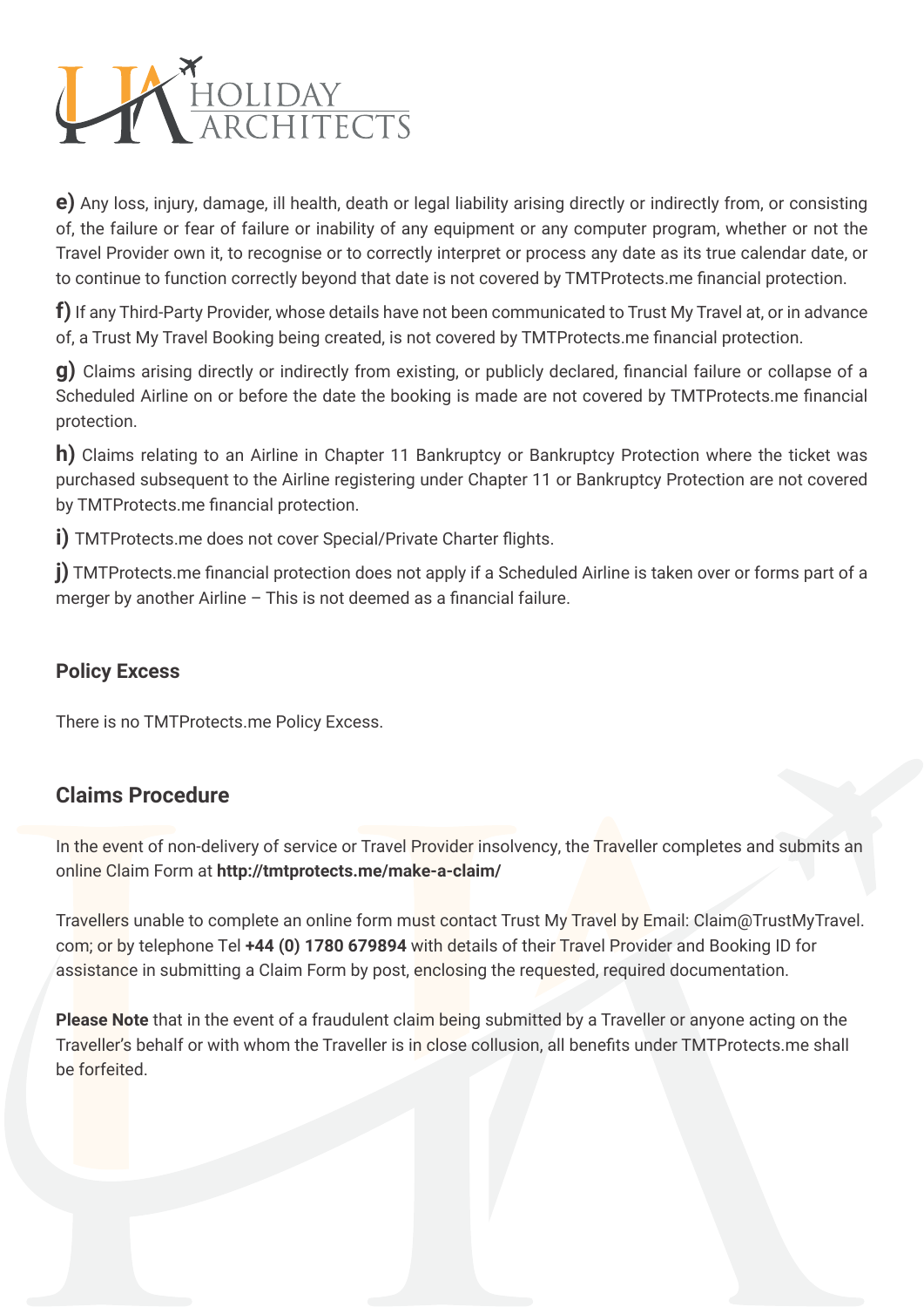**e)** Any loss, injury, damage, ill health, death or legal liability arising directly or indirectly from, or consisting of, the failure or fear of failure or inability of any equipment or any computer program, whether or not the Travel Provider own it, to recognise or to correctly interpret or process any date as its true calendar date, or to continue to function correctly beyond that date is not covered by TMTProtects.me financial protection.

**f)** If any Third-Party Provider, whose details have not been communicated to Trust My Travel at, or in advance of, a Trust My Travel Booking being created, is not covered by TMTProtects.me financial protection.

**g)** Claims arising directly or indirectly from existing, or publicly declared, financial failure or collapse of a Scheduled Airline on or before the date the booking is made are not covered by TMTProtects.me financial protection.

**h)** Claims relating to an Airline in Chapter 11 Bankruptcy or Bankruptcy Protection where the ticket was purchased subsequent to the Airline registering under Chapter 11 or Bankruptcy Protection are not covered by TMTProtects.me financial protection.

**i)** TMTProtects.me does not cover Special/Private Charter flights.

**j)** TMTProtects.me financial protection does not apply if a Scheduled Airline is taken over or forms part of a merger by another Airline – This is not deemed as a financial failure.

## Policy Excess

There is no TMTProtects.me Policy Excess.

## Claims Procedure

In the event of non-delivery of service or Travel Provider insolvency, the Traveller completes and submits an online Claim Form at **http://tmtprotects.me/make-a-claim/**

Travellers unable to complete an online form must contact Trust My Travel by Email: Claim@TrustMyTravel.com; or by telephone Tel **+44 (0) 1780 679894** with details of their Travel Provider and Booking ID for assistance in submitting a Claim Form by post, enclosing the requested, required documentation.

**Please Note** that in the event of a fraudulent claim being submitted by a Traveller or anyone acting on the Traveller's behalf or with whom the Traveller is in close collusion, all benefits under TMTProtects.me shall be forfeited.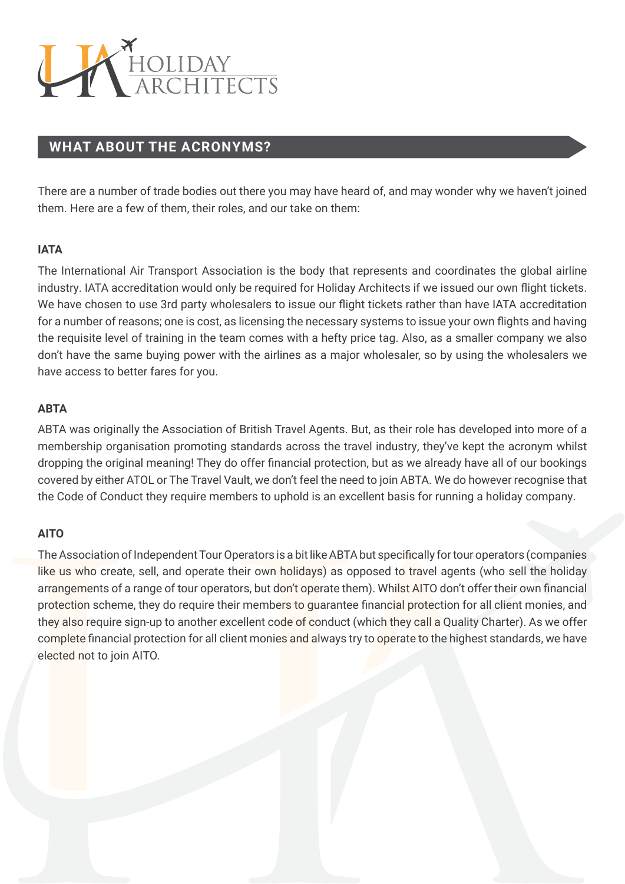## WHAT ABOUT THE ACRONYMS?

There are a number of trade bodies out there you may have heard of, and may wonder why we haven't joined them. Here are a few of them, their roles, and our take on them:

**IATA**

The International Air Transport Association is the body that represents and coordinates the global airline industry. IATA accreditation would only be required for Holiday Architects if we issued our own flight tickets. We have chosen to use 3rd party wholesalers to issue our flight tickets rather than have IATA accreditation for a number of reasons; one is cost, as licensing the necessary systems to issue your own flights and having the requisite level of training in the team comes with a hefty price tag. Also, as a smaller company we also don't have the same buying power with the airlines as a major wholesaler, so by using the wholesalers we have access to better fares for you.

**ABTA**

ABTA was originally the Association of British Travel Agents. But, as their role has developed into more of a membership organisation promoting standards across the travel industry, they've kept the acronym whilst dropping the original meaning! They do offer financial protection, but as we already have all of our bookings covered by either ATOL or The Travel Vault, we don't feel the need to join ABTA. We do however recognise that the Code of Conduct they require members to uphold is an excellent basis for running a holiday company.

**AITO**

The Association of Independent Tour Operators is a bit like ABTA but specifically for tour operators (companies like us who create, sell, and operate their own holidays) as opposed to travel agents (who sell the holiday arrangements of a range of tour operators, but don't operate them). Whilst AITO don't offer their own financial protection scheme, they do require their members to guarantee financial protection for all client monies, and they also require sign-up to another excellent code of conduct (which they call a Quality Charter). As we offer complete financial protection for all client monies and always try to operate to the highest standards, we have elected not to join AITO.